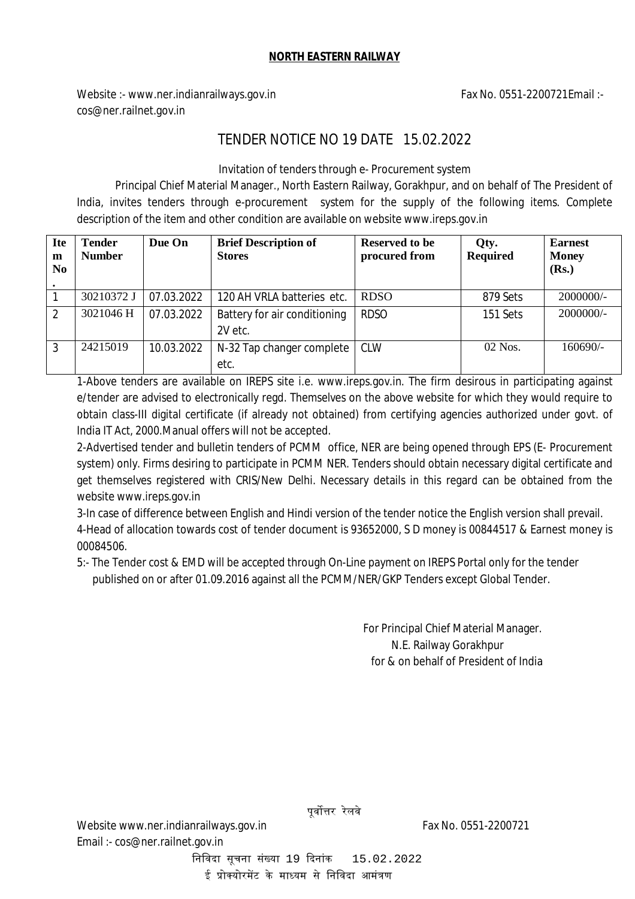**NORTH EASTERN RAILWAY**

Website :- www.ner.indianrailways.gov.in Fax No. 0551-2200721Email :- cos@ner.railnet.gov.in

## TENDER NOTICE NO 19 DATE 15.02.2022

Invitation of tenders through e- Procurement system

Principal Chief Material Manager., North Eastern Railway, Gorakhpur, and on behalf of The President of India, invites tenders through e-procurement system for the supply of the following items. Complete description of the item and other condition are available on website www.ireps.gov.in

| Item No. | Tender Number | Due On | Brief Description of Stores | Reserved to be procured from | Qty. Required | Earnest Money (Rs.) |
|---|---|---|---|---|---|---|
| 1 | 30210372 J | 07.03.2022 | 120 AH VRLA batteries etc. | RDSO | 879 Sets | 2000000/- |
| 2 | 3021046 H | 07.03.2022 | Battery for air conditioning 2V etc. | RDSO | 151 Sets | 2000000/- |
| 3 | 24215019 | 10.03.2022 | N-32 Tap changer complete etc. | CLW | 02 Nos. | 160690/- |

1-Above tenders are available on IREPS site i.e. www.ireps.gov.in. The firm desirous in participating against e/tender are advised to electronically regd. Themselves on the above website for which they would require to obtain class-III digital certificate (if already not obtained) from certifying agencies authorized under govt. of India IT Act, 2000.Manual offers will not be accepted.

2-Advertised tender and bulletin tenders of PCMM office, NER are being opened through EPS (E- Procurement system) only. Firms desiring to participate in PCMM NER. Tenders should obtain necessary digital certificate and get themselves registered with CRIS/New Delhi. Necessary details in this regard can be obtained from the website www.ireps.gov.in

3-In case of difference between English and Hindi version of the tender notice the English version shall prevail.

4-Head of allocation towards cost of tender document is 93652000, S D money is 00844517 & Earnest money is 00084506.

5:- The Tender cost & EMD will be accepted through On-Line payment on IREPS Portal only for the tender published on or after 01.09.2016 against all the PCMM/NER/GKP Tenders except Global Tender.

For Principal Chief Material Manager.
N.E. Railway Gorakhpur
for & on behalf of President of India

पूर्वोत्तर रेलवे

Website www.ner.indianrailways.gov.in Fax No. 0551-2200721
Email :- cos@ner.railnet.gov.in

निविदा सूचना संख्या 19 दिनांक 15.02.2022

ई प्रोक्योरमेंट के माध्यम से निविदा आमंत्रण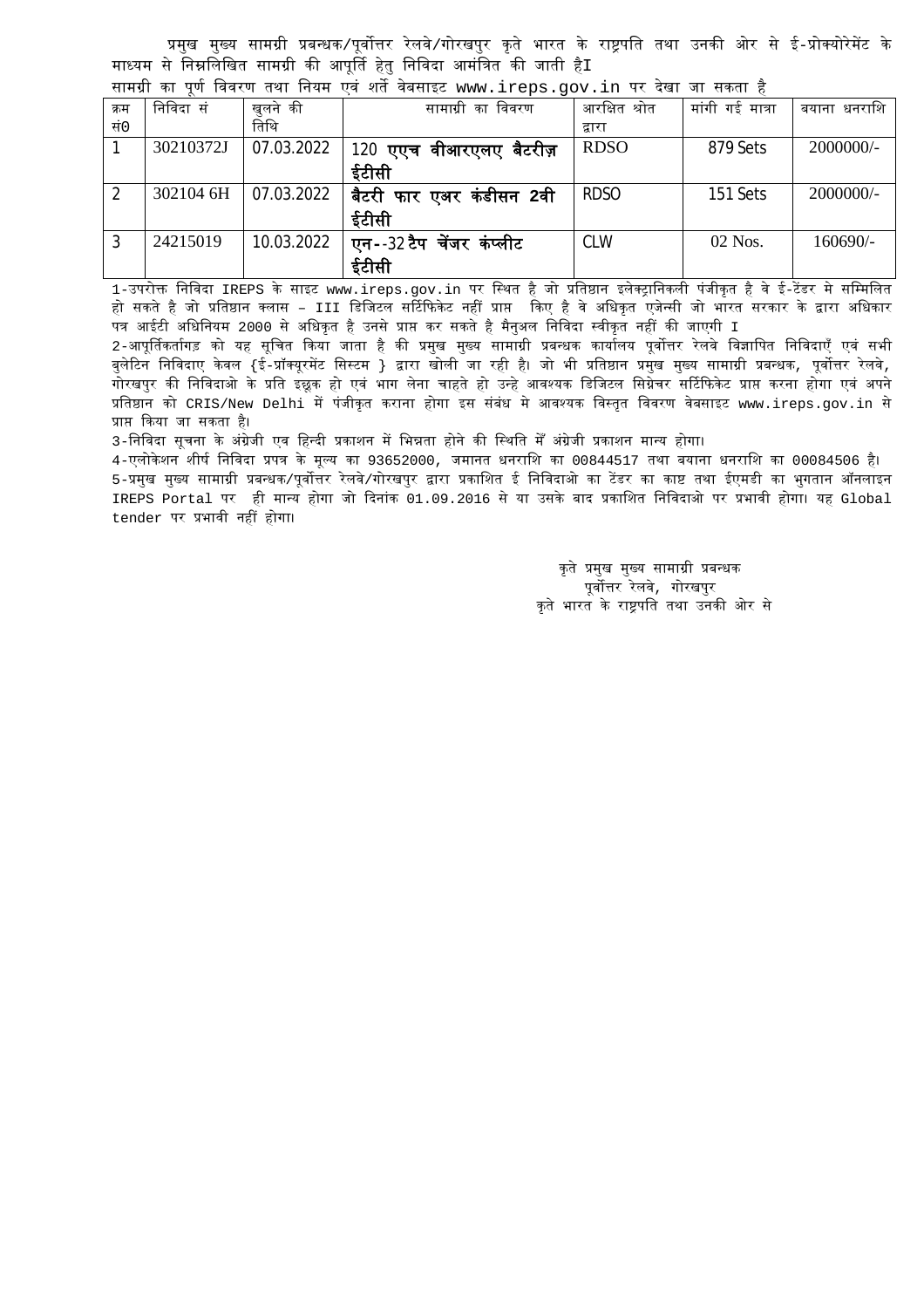प्रमुख मुख्य सामग्री प्रबन्धक/पूर्वोत्तर रेलवे/गोरखपुर कृते भारत के राष्ट्रपति तथा उनकी ओर से ई-प्रोक्योरेमेंट के माध्यम से निम्नलिखित सामग्री की आपूर्ति हेतु निविदा आमंत्रित की जाती हैI

सामग्री का पूर्ण विवरण तथा नियम एवं शर्ते वेबसाइट www.ireps.gov.in पर देखा जा सकता है

| क्रम सं0 | निविदा सं | खुलने की तिथि | सामाग्री का विवरण | आरक्षित श्रोत द्वारा | मांगी गई मात्रा | बयाना धनराशि |
|---|---|---|---|---|---|---|
| 1 | 30210372J | 07.03.2022 | 120 **एएच वीआरएलए बैटरीज़ ईटीसी** | RDSO | 879 Sets | 2000000/- |
| 2 | 302104 6H | 07.03.2022 | **बैटरी फार एअर कंडीसन 2वी ईटीसी** | RDSO | 151 Sets | 2000000/- |
| 3 | 24215019 | 10.03.2022 | **एन--32 टैप चेंजर कंप्लीट ईटीसी** | CLW | 02 Nos. | 160690/- |

1-उपरोक्त निविदा IREPS के साइट www.ireps.gov.in पर स्थित है जो प्रतिष्ठान इलेक्ट्रानिकली पंजीकृत है वे ई-टेंडर मे सम्मिलित हो सकते है जो प्रतिष्ठान क्लास – III डिजिटल सर्टिफिकेट नहीं प्राप्त किए है वे अधिकृत एजेन्सी जो भारत सरकार के द्वारा अधिकार पत्र आईटी अधिनियम 2000 से अधिकृत है उनसे प्राप्त कर सकते है मैनुअल निविदा स्वीकृत नहीं की जाएगी I

2-आपूर्तिकर्तागड़ को यह सूचित किया जाता है की प्रमुख मुख्य सामाग्री प्रबन्धक कार्यालय पूर्वोत्तर रेलवे विज्ञापित निविदाएँ एवं सभी बुलेटिन निविदाए केवल {ई-प्रॉक्यूरमेंट सिस्टम } द्वारा खोली जा रही है। जो भी प्रतिष्ठान प्रमुख मुख्य सामाग्री प्रबन्धक, पूर्वोत्तर रेलवे, गोरखपुर की निविदाओ के प्रति इछुक हो एवं भाग लेना चाहते हो उन्हे आवश्यक डिजिटल सिग्नेचर सर्टिफिकेट प्राप्त करना होगा एवं अपने प्रतिष्ठान को CRIS/New Delhi में पंजीकृत कराना होगा इस संबंध मे आवश्यक विस्तृत विवरण वेबसाइट www.ireps.gov.in से प्राप्त किया जा सकता है।

3-निविदा सूचना के अंग्रेजी एव हिन्दी प्रकाशन में भिन्नता होने की स्थिति मेँ अंग्रेजी प्रकाशन मान्य होगा।

4-एलोकेशन शीर्ष निविदा प्रपत्र के मूल्य का 93652000, जमानत धनराशि का 00844517 तथा बयाना धनराशि का 00084506 है।

5-प्रमुख मुख्य सामाग्री प्रबन्धक/पूर्वोत्तर रेलवे/गोरखपुर द्वारा प्रकाशित ई निविदाओ का टेंडर का काष्ट तथा ईएमडी का भुगतान ऑनलाइन IREPS Portal पर ही मान्य होगा जो दिनांक 01.09.2016 से या उसके बाद प्रकाशित निविदाओ पर प्रभावी होगा। यह Global tender पर प्रभावी नहीं होगा।

कृते प्रमुख मुख्य सामाग्री प्रबन्धक
पूर्वोत्तर रेलवे, गोरखपुर
कृते भारत के राष्ट्रपति तथा उनकी ओर से